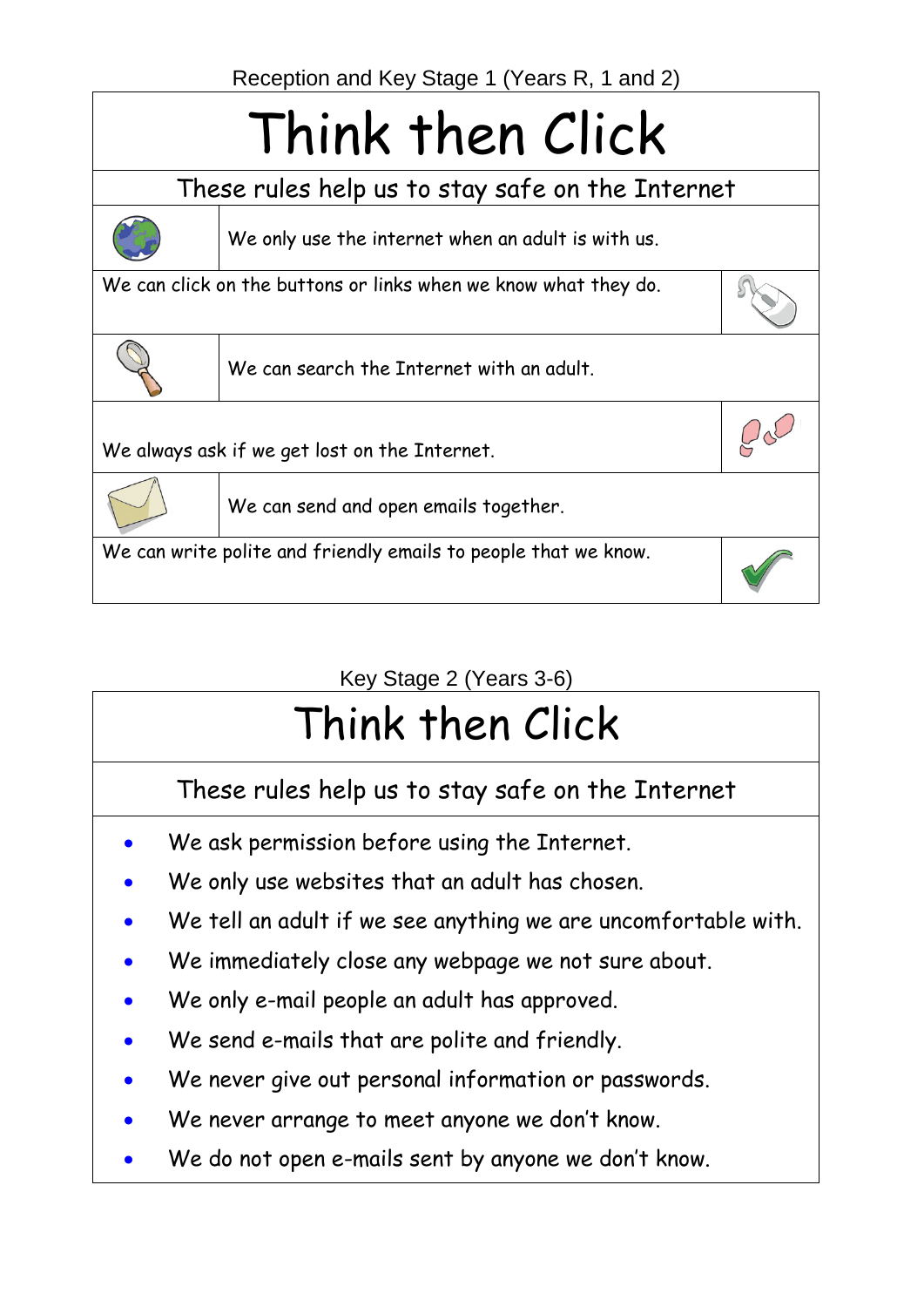Reception and Key Stage 1 (Years R, 1 and 2)

# Think then Click

## These rules help us to stay safe on the Internet

- We only use the internet when an adult is with us.
- We can click on the buttons or links when we know what they do.
- We can search the Internet with an adult.
- We always ask if we get lost on the Internet.
- We can send and open emails together.
- We can write polite and friendly emails to people that we know.

Key Stage 2 (Years 3-6)

# Think then Click

## These rules help us to stay safe on the Internet

- We ask permission before using the Internet.
- We only use websites that an adult has chosen.
- We tell an adult if we see anything we are uncomfortable with.
- We immediately close any webpage we not sure about.
- We only e-mail people an adult has approved.
- We send e-mails that are polite and friendly.
- We never give out personal information or passwords.
- We never arrange to meet anyone we don't know.
- We do not open e-mails sent by anyone we don't know.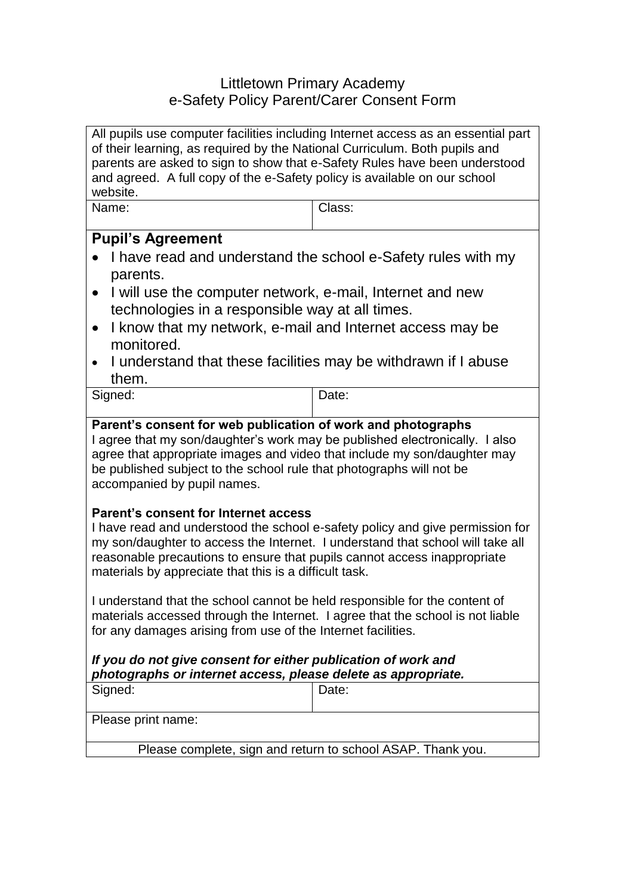# Littletown Primary Academy
# e-Safety Policy Parent/Carer Consent Form

All pupils use computer facilities including Internet access as an essential part of their learning, as required by the National Curriculum. Both pupils and parents are asked to sign to show that e-Safety Rules have been understood and agreed. A full copy of the e-Safety policy is available on our school website.

| Name: | Class: |
|---|---|

## Pupil's Agreement

- I have read and understand the school e-Safety rules with my parents.
- I will use the computer network, e-mail, Internet and new technologies in a responsible way at all times.
- I know that my network, e-mail and Internet access may be monitored.
- I understand that these facilities may be withdrawn if I abuse them.

| Signed: | Date: |
|---|---|

**Parent's consent for web publication of work and photographs**
I agree that my son/daughter's work may be published electronically. I also agree that appropriate images and video that include my son/daughter may be published subject to the school rule that photographs will not be accompanied by pupil names.

**Parent's consent for Internet access**
I have read and understood the school e-safety policy and give permission for my son/daughter to access the Internet. I understand that school will take all reasonable precautions to ensure that pupils cannot access inappropriate materials by appreciate that this is a difficult task.

I understand that the school cannot be held responsible for the content of materials accessed through the Internet. I agree that the school is not liable for any damages arising from use of the Internet facilities.

***If you do not give consent for either publication of work and photographs or internet access, please delete as appropriate.***

| Signed: | Date: |
|---|---|

Please print name:

Please complete, sign and return to school ASAP. Thank you.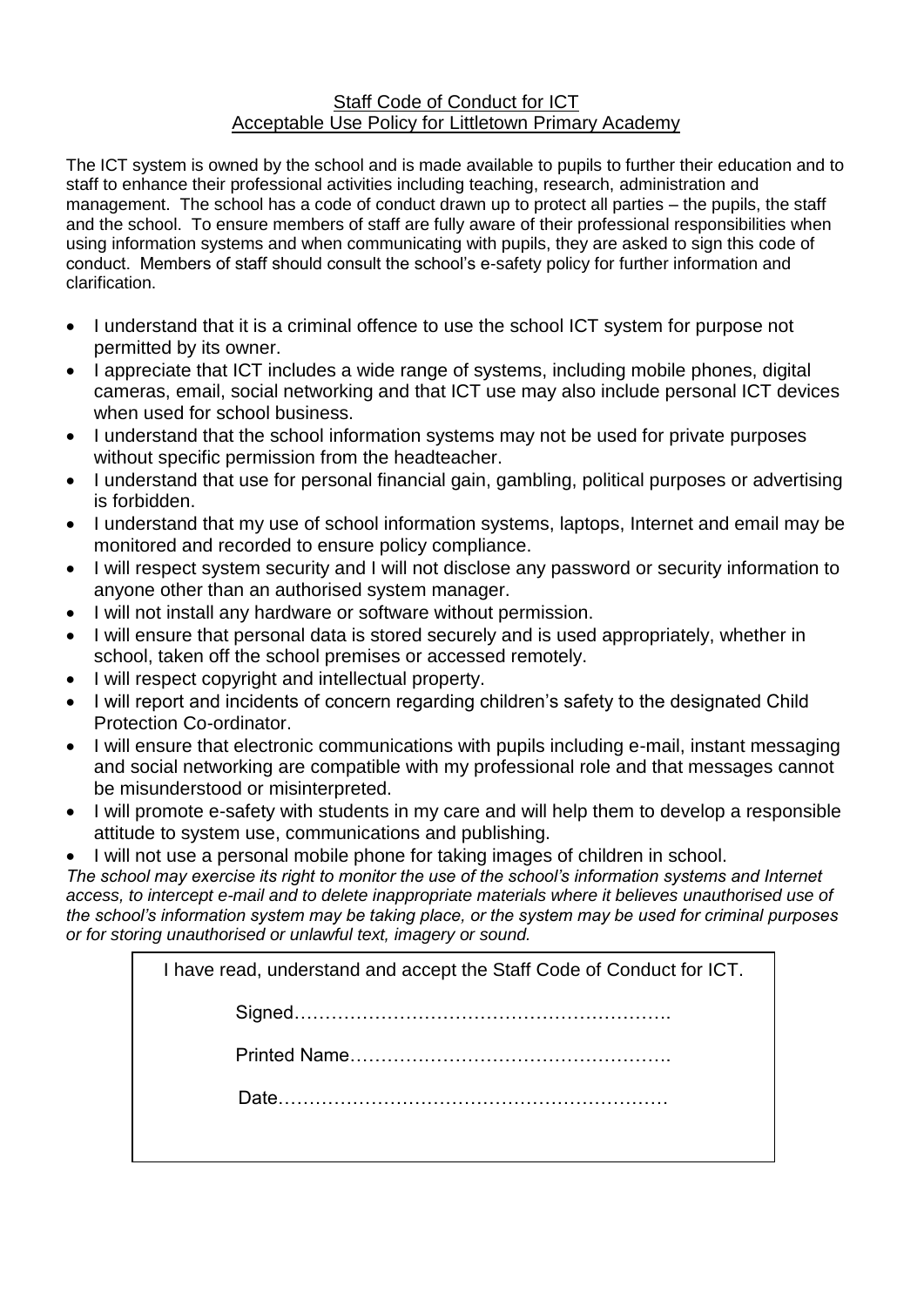<u>Staff Code of Conduct for ICT</u>
<u>Acceptable Use Policy for Littletown Primary Academy</u>

The ICT system is owned by the school and is made available to pupils to further their education and to staff to enhance their professional activities including teaching, research, administration and management. The school has a code of conduct drawn up to protect all parties – the pupils, the staff and the school. To ensure members of staff are fully aware of their professional responsibilities when using information systems and when communicating with pupils, they are asked to sign this code of conduct. Members of staff should consult the school's e-safety policy for further information and clarification.

- I understand that it is a criminal offence to use the school ICT system for purpose not permitted by its owner.
- I appreciate that ICT includes a wide range of systems, including mobile phones, digital cameras, email, social networking and that ICT use may also include personal ICT devices when used for school business.
- I understand that the school information systems may not be used for private purposes without specific permission from the headteacher.
- I understand that use for personal financial gain, gambling, political purposes or advertising is forbidden.
- I understand that my use of school information systems, laptops, Internet and email may be monitored and recorded to ensure policy compliance.
- I will respect system security and I will not disclose any password or security information to anyone other than an authorised system manager.
- I will not install any hardware or software without permission.
- I will ensure that personal data is stored securely and is used appropriately, whether in school, taken off the school premises or accessed remotely.
- I will respect copyright and intellectual property.
- I will report and incidents of concern regarding children's safety to the designated Child Protection Co-ordinator.
- I will ensure that electronic communications with pupils including e-mail, instant messaging and social networking are compatible with my professional role and that messages cannot be misunderstood or misinterpreted.
- I will promote e-safety with students in my care and will help them to develop a responsible attitude to system use, communications and publishing.
- I will not use a personal mobile phone for taking images of children in school.

*The school may exercise its right to monitor the use of the school's information systems and Internet access, to intercept e-mail and to delete inappropriate materials where it believes unauthorised use of the school's information system may be taking place, or the system may be used for criminal purposes or for storing unauthorised or unlawful text, imagery or sound.*

I have read, understand and accept the Staff Code of Conduct for ICT.

Signed…………………………………………………….

Printed Name…………………………………………….

Date………………………………………………………